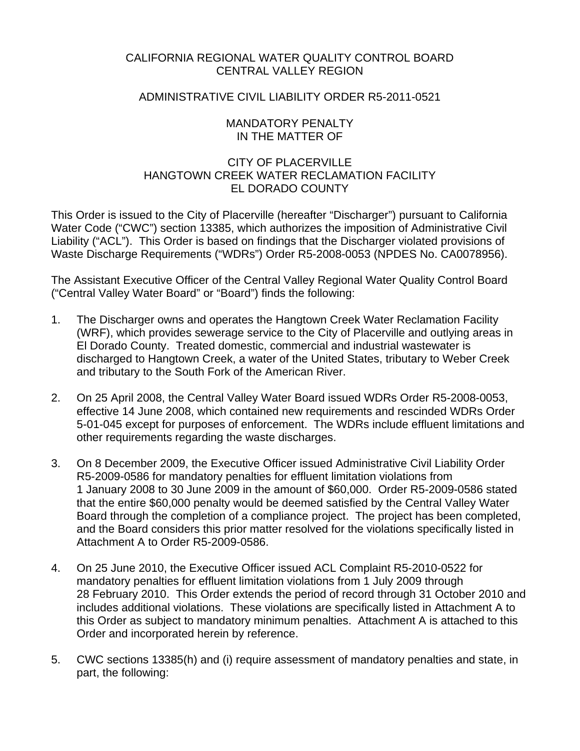CALIFORNIA REGIONAL WATER QUALITY CONTROL BOARD
CENTRAL VALLEY REGION

ADMINISTRATIVE CIVIL LIABILITY ORDER R5-2011-0521

MANDATORY PENALTY
IN THE MATTER OF

CITY OF PLACERVILLE
HANGTOWN CREEK WATER RECLAMATION FACILITY
EL DORADO COUNTY

This Order is issued to the City of Placerville (hereafter "Discharger") pursuant to California Water Code ("CWC") section 13385, which authorizes the imposition of Administrative Civil Liability ("ACL"). This Order is based on findings that the Discharger violated provisions of Waste Discharge Requirements ("WDRs") Order R5-2008-0053 (NPDES No. CA0078956).

The Assistant Executive Officer of the Central Valley Regional Water Quality Control Board ("Central Valley Water Board" or "Board") finds the following:

1. The Discharger owns and operates the Hangtown Creek Water Reclamation Facility (WRF), which provides sewerage service to the City of Placerville and outlying areas in El Dorado County. Treated domestic, commercial and industrial wastewater is discharged to Hangtown Creek, a water of the United States, tributary to Weber Creek and tributary to the South Fork of the American River.

2. On 25 April 2008, the Central Valley Water Board issued WDRs Order R5-2008-0053, effective 14 June 2008, which contained new requirements and rescinded WDRs Order 5-01-045 except for purposes of enforcement. The WDRs include effluent limitations and other requirements regarding the waste discharges.

3. On 8 December 2009, the Executive Officer issued Administrative Civil Liability Order R5-2009-0586 for mandatory penalties for effluent limitation violations from 1 January 2008 to 30 June 2009 in the amount of $60,000. Order R5-2009-0586 stated that the entire $60,000 penalty would be deemed satisfied by the Central Valley Water Board through the completion of a compliance project. The project has been completed, and the Board considers this prior matter resolved for the violations specifically listed in Attachment A to Order R5-2009-0586.

4. On 25 June 2010, the Executive Officer issued ACL Complaint R5-2010-0522 for mandatory penalties for effluent limitation violations from 1 July 2009 through 28 February 2010. This Order extends the period of record through 31 October 2010 and includes additional violations. These violations are specifically listed in Attachment A to this Order as subject to mandatory minimum penalties. Attachment A is attached to this Order and incorporated herein by reference.

5. CWC sections 13385(h) and (i) require assessment of mandatory penalties and state, in part, the following: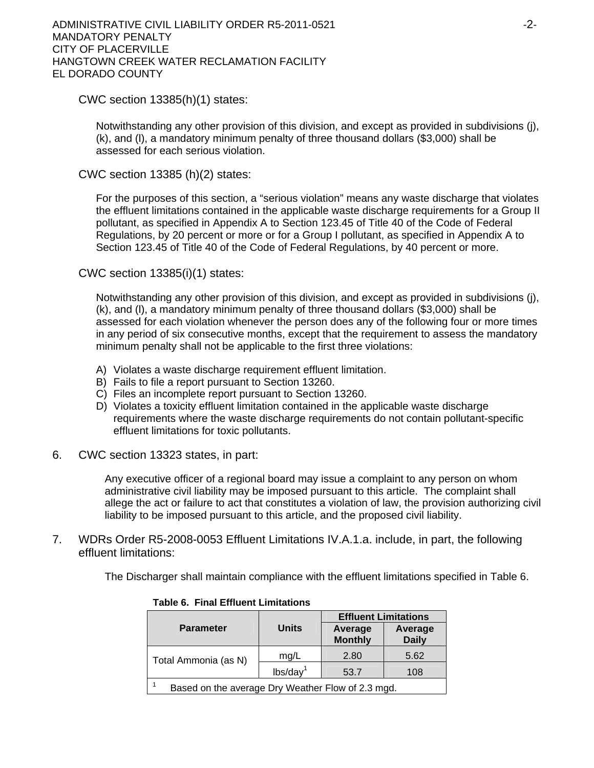CWC section 13385(h)(1) states:

> Notwithstanding any other provision of this division, and except as provided in subdivisions (j), (k), and (l), a mandatory minimum penalty of three thousand dollars ($3,000) shall be assessed for each serious violation.

CWC section 13385 (h)(2) states:

> For the purposes of this section, a "serious violation" means any waste discharge that violates the effluent limitations contained in the applicable waste discharge requirements for a Group II pollutant, as specified in Appendix A to Section 123.45 of Title 40 of the Code of Federal Regulations, by 20 percent or more or for a Group I pollutant, as specified in Appendix A to Section 123.45 of Title 40 of the Code of Federal Regulations, by 40 percent or more.

CWC section 13385(i)(1) states:

> Notwithstanding any other provision of this division, and except as provided in subdivisions (j), (k), and (l), a mandatory minimum penalty of three thousand dollars ($3,000) shall be assessed for each violation whenever the person does any of the following four or more times in any period of six consecutive months, except that the requirement to assess the mandatory minimum penalty shall not be applicable to the first three violations:
>
> A) Violates a waste discharge requirement effluent limitation.
> B) Fails to file a report pursuant to Section 13260.
> C) Files an incomplete report pursuant to Section 13260.
> D) Violates a toxicity effluent limitation contained in the applicable waste discharge requirements where the waste discharge requirements do not contain pollutant-specific effluent limitations for toxic pollutants.

6. CWC section 13323 states, in part:

> Any executive officer of a regional board may issue a complaint to any person on whom administrative civil liability may be imposed pursuant to this article. The complaint shall allege the act or failure to act that constitutes a violation of law, the provision authorizing civil liability to be imposed pursuant to this article, and the proposed civil liability.

7. WDRs Order R5-2008-0053 Effluent Limitations IV.A.1.a. include, in part, the following effluent limitations:

> The Discharger shall maintain compliance with the effluent limitations specified in Table 6.

**Table 6. Final Effluent Limitations**

| Parameter | Units | Effluent Limitations | |
|---|---|---|---|
| | | Average Monthly | Average Daily |
| Total Ammonia (as N) | mg/L | 2.80 | 5.62 |
| | lbs/day[1] | 53.7 | 108 |

[1] Based on the average Dry Weather Flow of 2.3 mgd.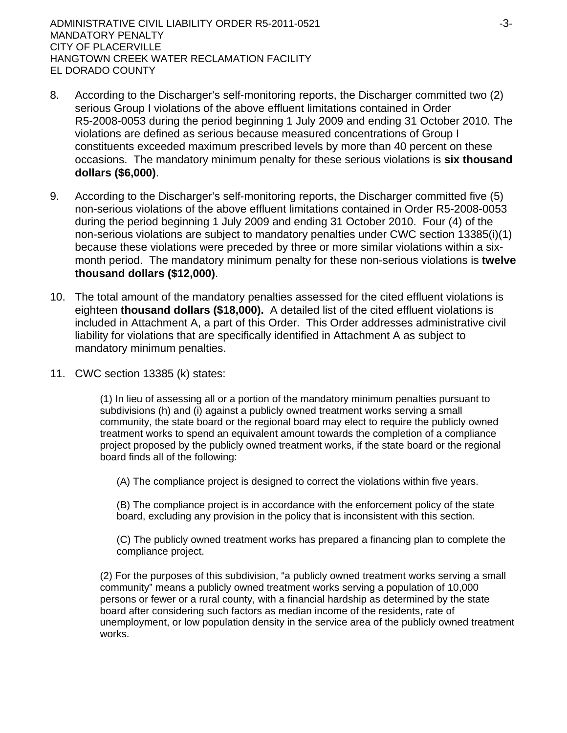8. According to the Discharger's self-monitoring reports, the Discharger committed two (2) serious Group I violations of the above effluent limitations contained in Order R5-2008-0053 during the period beginning 1 July 2009 and ending 31 October 2010. The violations are defined as serious because measured concentrations of Group I constituents exceeded maximum prescribed levels by more than 40 percent on these occasions. The mandatory minimum penalty for these serious violations is **six thousand dollars ($6,000)**.

9. According to the Discharger's self-monitoring reports, the Discharger committed five (5) non-serious violations of the above effluent limitations contained in Order R5-2008-0053 during the period beginning 1 July 2009 and ending 31 October 2010. Four (4) of the non-serious violations are subject to mandatory penalties under CWC section 13385(i)(1) because these violations were preceded by three or more similar violations within a six-month period. The mandatory minimum penalty for these non-serious violations is **twelve thousand dollars ($12,000)**.

10. The total amount of the mandatory penalties assessed for the cited effluent violations is eighteen **thousand dollars ($18,000).** A detailed list of the cited effluent violations is included in Attachment A, a part of this Order. This Order addresses administrative civil liability for violations that are specifically identified in Attachment A as subject to mandatory minimum penalties.

11. CWC section 13385 (k) states:

> (1) In lieu of assessing all or a portion of the mandatory minimum penalties pursuant to subdivisions (h) and (i) against a publicly owned treatment works serving a small community, the state board or the regional board may elect to require the publicly owned treatment works to spend an equivalent amount towards the completion of a compliance project proposed by the publicly owned treatment works, if the state board or the regional board finds all of the following:
>
> (A) The compliance project is designed to correct the violations within five years.
>
> (B) The compliance project is in accordance with the enforcement policy of the state board, excluding any provision in the policy that is inconsistent with this section.
>
> (C) The publicly owned treatment works has prepared a financing plan to complete the compliance project.
>
> (2) For the purposes of this subdivision, "a publicly owned treatment works serving a small community" means a publicly owned treatment works serving a population of 10,000 persons or fewer or a rural county, with a financial hardship as determined by the state board after considering such factors as median income of the residents, rate of unemployment, or low population density in the service area of the publicly owned treatment works.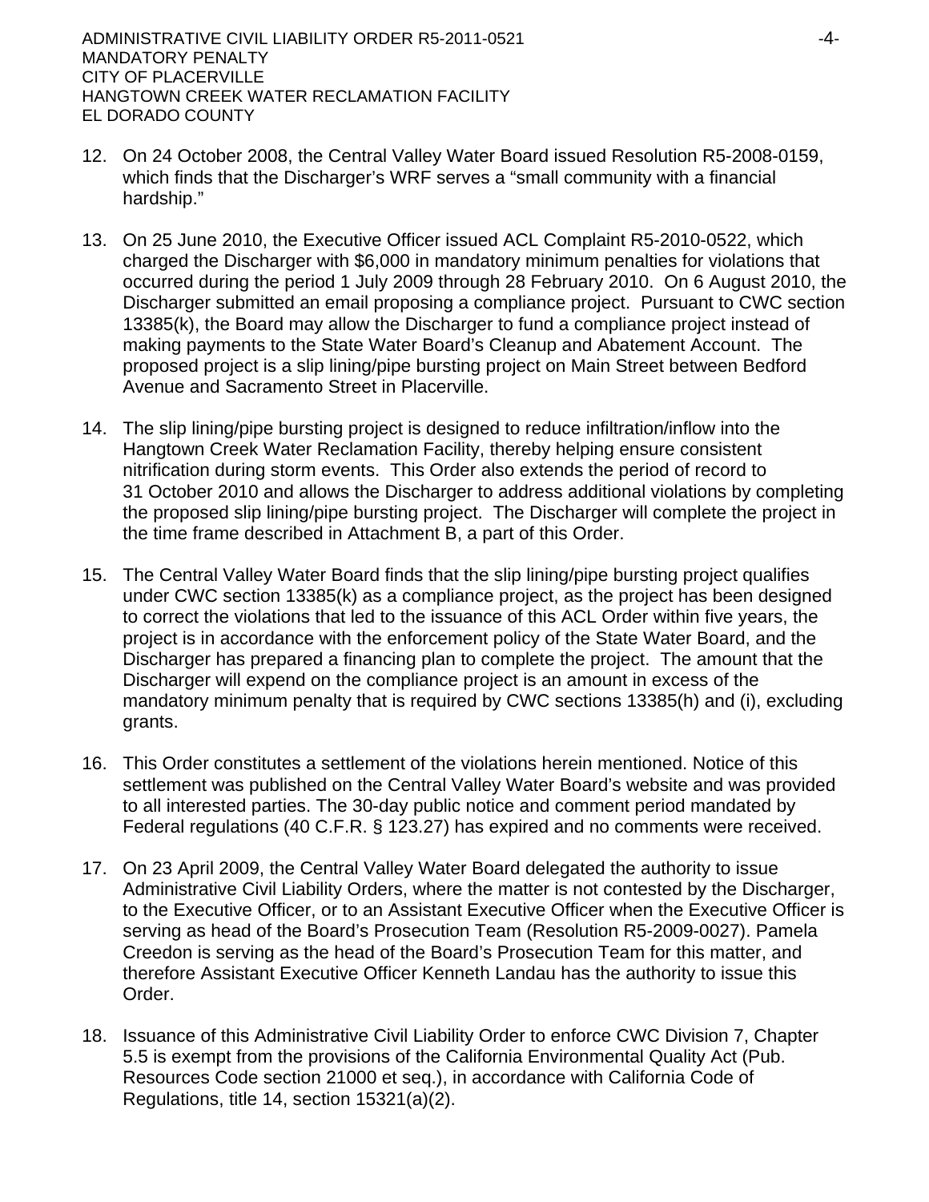12. On 24 October 2008, the Central Valley Water Board issued Resolution R5-2008-0159, which finds that the Discharger's WRF serves a "small community with a financial hardship."

13. On 25 June 2010, the Executive Officer issued ACL Complaint R5-2010-0522, which charged the Discharger with $6,000 in mandatory minimum penalties for violations that occurred during the period 1 July 2009 through 28 February 2010. On 6 August 2010, the Discharger submitted an email proposing a compliance project. Pursuant to CWC section 13385(k), the Board may allow the Discharger to fund a compliance project instead of making payments to the State Water Board's Cleanup and Abatement Account. The proposed project is a slip lining/pipe bursting project on Main Street between Bedford Avenue and Sacramento Street in Placerville.

14. The slip lining/pipe bursting project is designed to reduce infiltration/inflow into the Hangtown Creek Water Reclamation Facility, thereby helping ensure consistent nitrification during storm events. This Order also extends the period of record to 31 October 2010 and allows the Discharger to address additional violations by completing the proposed slip lining/pipe bursting project. The Discharger will complete the project in the time frame described in Attachment B, a part of this Order.

15. The Central Valley Water Board finds that the slip lining/pipe bursting project qualifies under CWC section 13385(k) as a compliance project, as the project has been designed to correct the violations that led to the issuance of this ACL Order within five years, the project is in accordance with the enforcement policy of the State Water Board, and the Discharger has prepared a financing plan to complete the project. The amount that the Discharger will expend on the compliance project is an amount in excess of the mandatory minimum penalty that is required by CWC sections 13385(h) and (i), excluding grants.

16. This Order constitutes a settlement of the violations herein mentioned. Notice of this settlement was published on the Central Valley Water Board's website and was provided to all interested parties. The 30-day public notice and comment period mandated by Federal regulations (40 C.F.R. § 123.27) has expired and no comments were received.

17. On 23 April 2009, the Central Valley Water Board delegated the authority to issue Administrative Civil Liability Orders, where the matter is not contested by the Discharger, to the Executive Officer, or to an Assistant Executive Officer when the Executive Officer is serving as head of the Board's Prosecution Team (Resolution R5-2009-0027). Pamela Creedon is serving as the head of the Board's Prosecution Team for this matter, and therefore Assistant Executive Officer Kenneth Landau has the authority to issue this Order.

18. Issuance of this Administrative Civil Liability Order to enforce CWC Division 7, Chapter 5.5 is exempt from the provisions of the California Environmental Quality Act (Pub. Resources Code section 21000 et seq.), in accordance with California Code of Regulations, title 14, section 15321(a)(2).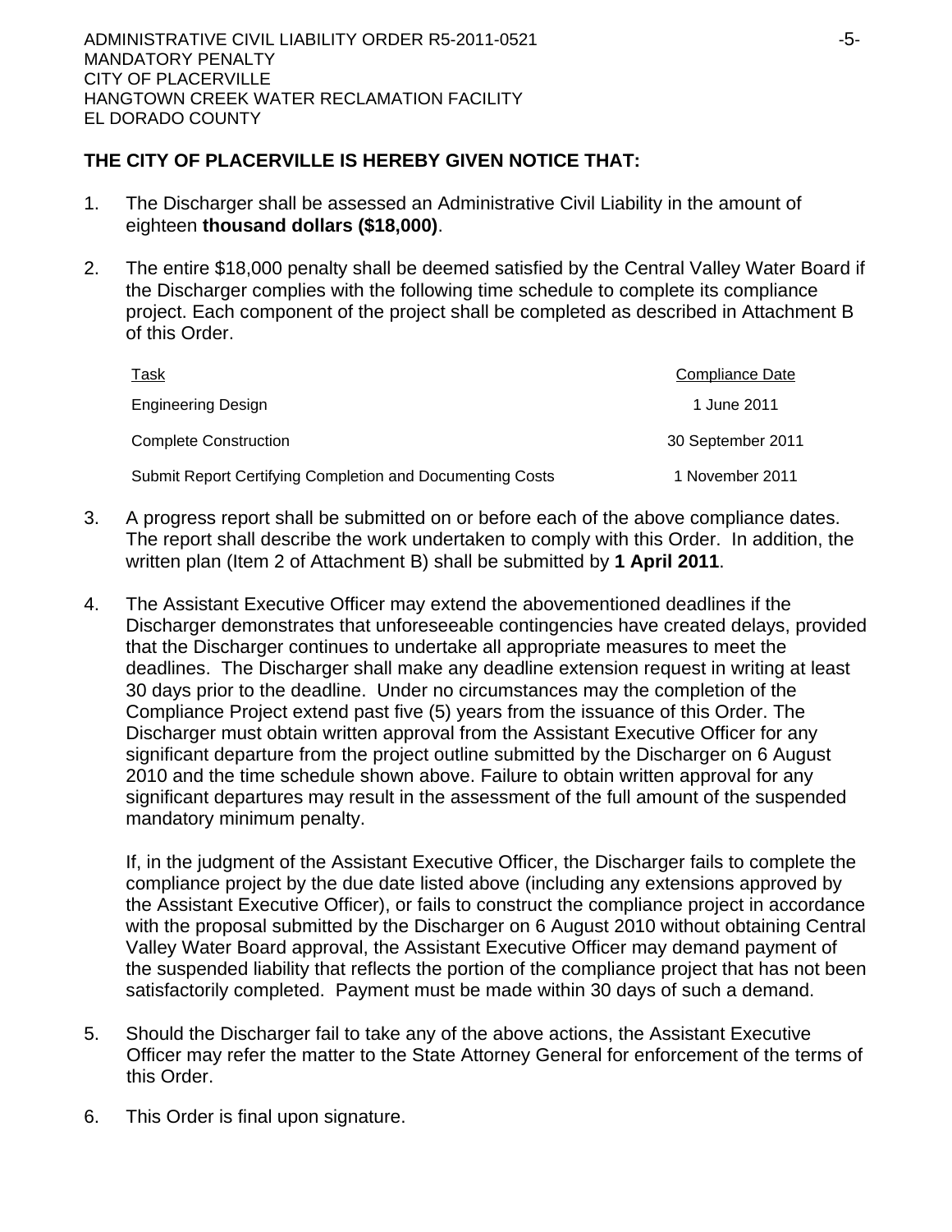**THE CITY OF PLACERVILLE IS HEREBY GIVEN NOTICE THAT:**

1. The Discharger shall be assessed an Administrative Civil Liability in the amount of eighteen **thousand dollars ($18,000)**.

2. The entire $18,000 penalty shall be deemed satisfied by the Central Valley Water Board if the Discharger complies with the following time schedule to complete its compliance project. Each component of the project shall be completed as described in Attachment B of this Order.

| Task | Compliance Date |
|---|---|
| Engineering Design | 1 June 2011 |
| Complete Construction | 30 September 2011 |
| Submit Report Certifying Completion and Documenting Costs | 1 November 2011 |

3. A progress report shall be submitted on or before each of the above compliance dates. The report shall describe the work undertaken to comply with this Order. In addition, the written plan (Item 2 of Attachment B) shall be submitted by **1 April 2011**.

4. The Assistant Executive Officer may extend the abovementioned deadlines if the Discharger demonstrates that unforeseeable contingencies have created delays, provided that the Discharger continues to undertake all appropriate measures to meet the deadlines. The Discharger shall make any deadline extension request in writing at least 30 days prior to the deadline. Under no circumstances may the completion of the Compliance Project extend past five (5) years from the issuance of this Order. The Discharger must obtain written approval from the Assistant Executive Officer for any significant departure from the project outline submitted by the Discharger on 6 August 2010 and the time schedule shown above. Failure to obtain written approval for any significant departures may result in the assessment of the full amount of the suspended mandatory minimum penalty.

   If, in the judgment of the Assistant Executive Officer, the Discharger fails to complete the compliance project by the due date listed above (including any extensions approved by the Assistant Executive Officer), or fails to construct the compliance project in accordance with the proposal submitted by the Discharger on 6 August 2010 without obtaining Central Valley Water Board approval, the Assistant Executive Officer may demand payment of the suspended liability that reflects the portion of the compliance project that has not been satisfactorily completed. Payment must be made within 30 days of such a demand.

5. Should the Discharger fail to take any of the above actions, the Assistant Executive Officer may refer the matter to the State Attorney General for enforcement of the terms of this Order.

6. This Order is final upon signature.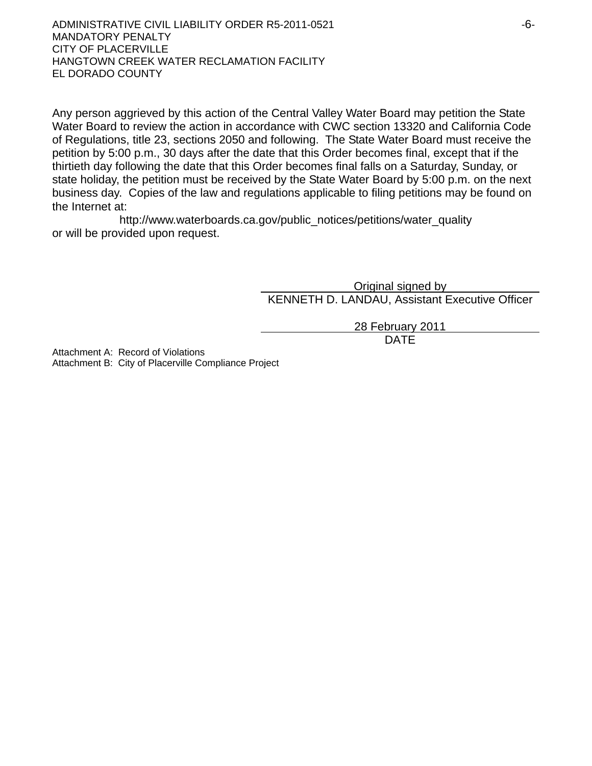Any person aggrieved by this action of the Central Valley Water Board may petition the State Water Board to review the action in accordance with CWC section 13320 and California Code of Regulations, title 23, sections 2050 and following. The State Water Board must receive the petition by 5:00 p.m., 30 days after the date that this Order becomes final, except that if the thirtieth day following the date that this Order becomes final falls on a Saturday, Sunday, or state holiday, the petition must be received by the State Water Board by 5:00 p.m. on the next business day. Copies of the law and regulations applicable to filing petitions may be found on the Internet at:

http://www.waterboards.ca.gov/public_notices/petitions/water_quality

or will be provided upon request.

Original signed by
KENNETH D. LANDAU, Assistant Executive Officer

28 February 2011
DATE

Attachment A: Record of Violations
Attachment B: City of Placerville Compliance Project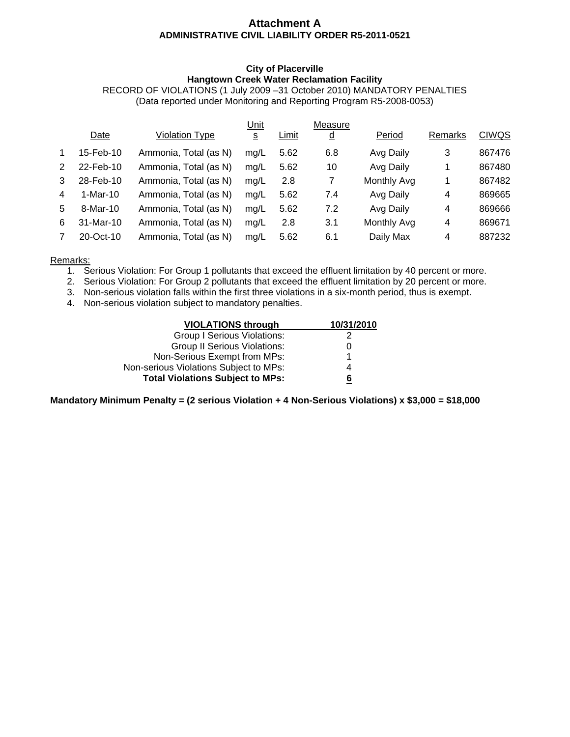# Attachment A

## ADMINISTRATIVE CIVIL LIABILITY ORDER R5-2011-0521

### City of Placerville
### Hangtown Creek Water Reclamation Facility

RECORD OF VIOLATIONS (1 July 2009 –31 October 2010) MANDATORY PENALTIES
(Data reported under Monitoring and Reporting Program R5-2008-0053)

| | Date | Violation Type | Units | Limit | Measured | Period | Remarks | CIWQS |
|---|---|---|---|---|---|---|---|---|
| 1 | 15-Feb-10 | Ammonia, Total (as N) | mg/L | 5.62 | 6.8 | Avg Daily | 3 | 867476 |
| 2 | 22-Feb-10 | Ammonia, Total (as N) | mg/L | 5.62 | 10 | Avg Daily | 1 | 867480 |
| 3 | 28-Feb-10 | Ammonia, Total (as N) | mg/L | 2.8 | 7 | Monthly Avg | 1 | 867482 |
| 4 | 1-Mar-10 | Ammonia, Total (as N) | mg/L | 5.62 | 7.4 | Avg Daily | 4 | 869665 |
| 5 | 8-Mar-10 | Ammonia, Total (as N) | mg/L | 5.62 | 7.2 | Avg Daily | 4 | 869666 |
| 6 | 31-Mar-10 | Ammonia, Total (as N) | mg/L | 2.8 | 3.1 | Monthly Avg | 4 | 869671 |
| 7 | 20-Oct-10 | Ammonia, Total (as N) | mg/L | 5.62 | 6.1 | Daily Max | 4 | 887232 |

Remarks:

1. Serious Violation: For Group 1 pollutants that exceed the effluent limitation by 40 percent or more.
2. Serious Violation: For Group 2 pollutants that exceed the effluent limitation by 20 percent or more.
3. Non-serious violation falls within the first three violations in a six-month period, thus is exempt.
4. Non-serious violation subject to mandatory penalties.

| VIOLATIONS through | 10/31/2010 |
|---|---|
| Group I Serious Violations: | 2 |
| Group II Serious Violations: | 0 |
| Non-Serious Exempt from MPs: | 1 |
| Non-serious Violations Subject to MPs: | 4 |
| **Total Violations Subject to MPs:** | **6** |

**Mandatory Minimum Penalty = (2 serious Violation + 4 Non-Serious Violations) x $3,000 = $18,000**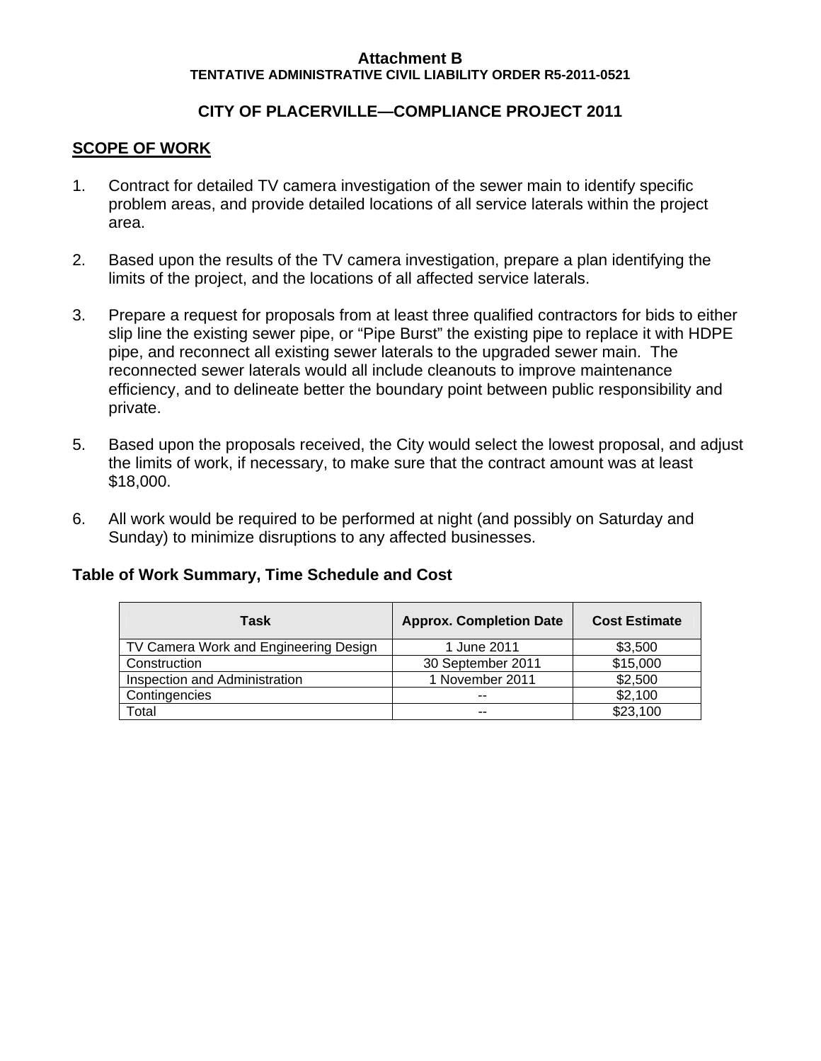**Attachment B**
**TENTATIVE ADMINISTRATIVE CIVIL LIABILITY ORDER R5-2011-0521**

**CITY OF PLACERVILLE—COMPLIANCE PROJECT 2011**

## SCOPE OF WORK

1. Contract for detailed TV camera investigation of the sewer main to identify specific problem areas, and provide detailed locations of all service laterals within the project area.

2. Based upon the results of the TV camera investigation, prepare a plan identifying the limits of the project, and the locations of all affected service laterals.

3. Prepare a request for proposals from at least three qualified contractors for bids to either slip line the existing sewer pipe, or "Pipe Burst" the existing pipe to replace it with HDPE pipe, and reconnect all existing sewer laterals to the upgraded sewer main. The reconnected sewer laterals would all include cleanouts to improve maintenance efficiency, and to delineate better the boundary point between public responsibility and private.

5. Based upon the proposals received, the City would select the lowest proposal, and adjust the limits of work, if necessary, to make sure that the contract amount was at least $18,000.

6. All work would be required to be performed at night (and possibly on Saturday and Sunday) to minimize disruptions to any affected businesses.

### Table of Work Summary, Time Schedule and Cost

| Task | Approx. Completion Date | Cost Estimate |
|---|---|---|
| TV Camera Work and Engineering Design | 1 June 2011 | $3,500 |
| Construction | 30 September 2011 | $15,000 |
| Inspection and Administration | 1 November 2011 | $2,500 |
| Contingencies | -- | $2,100 |
| Total | -- | $23,100 |